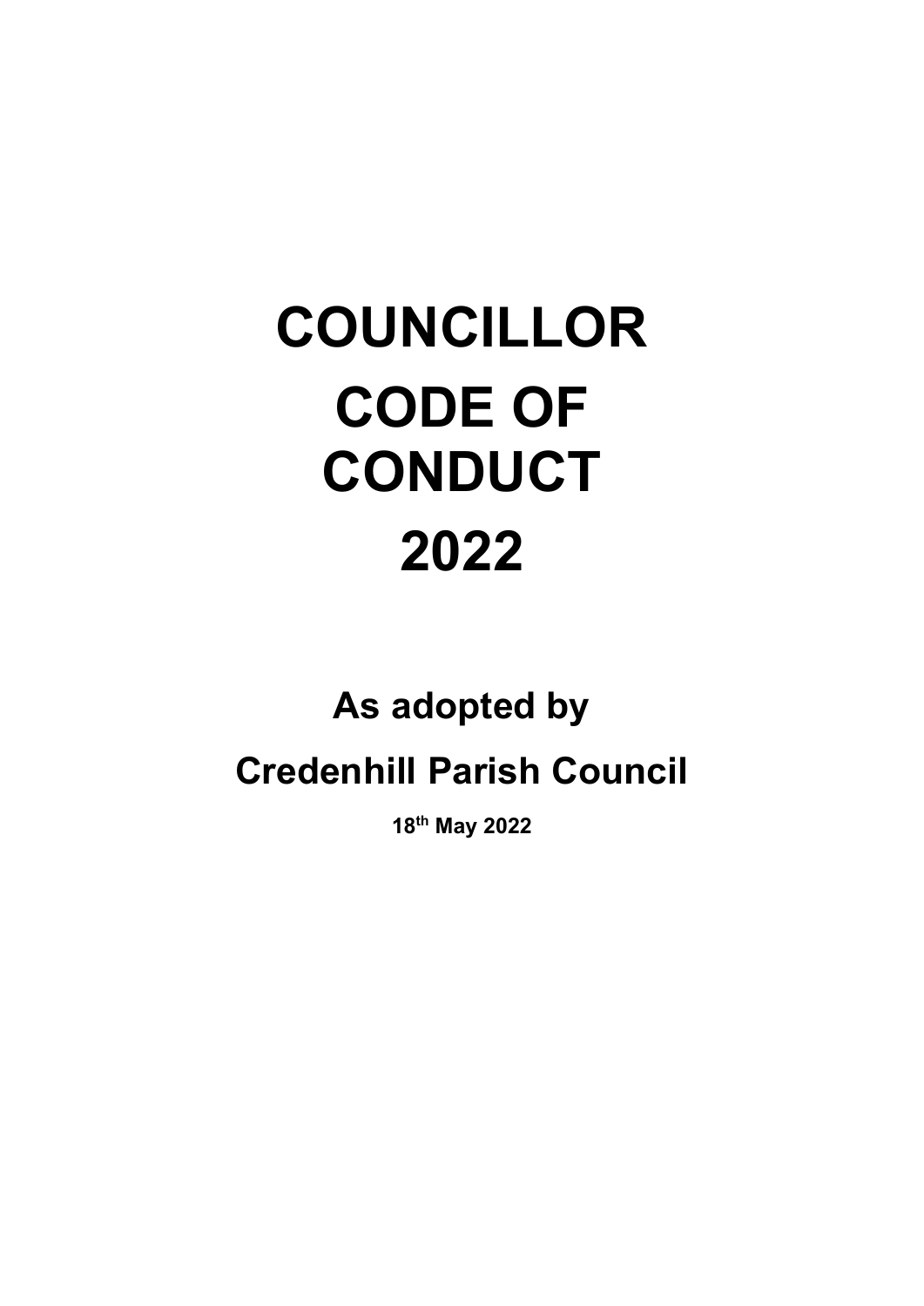# COUNCILLOR CODE OF CONDUCT 2022

## As adopted by

## Credenhill Parish Council

**18th May 2022**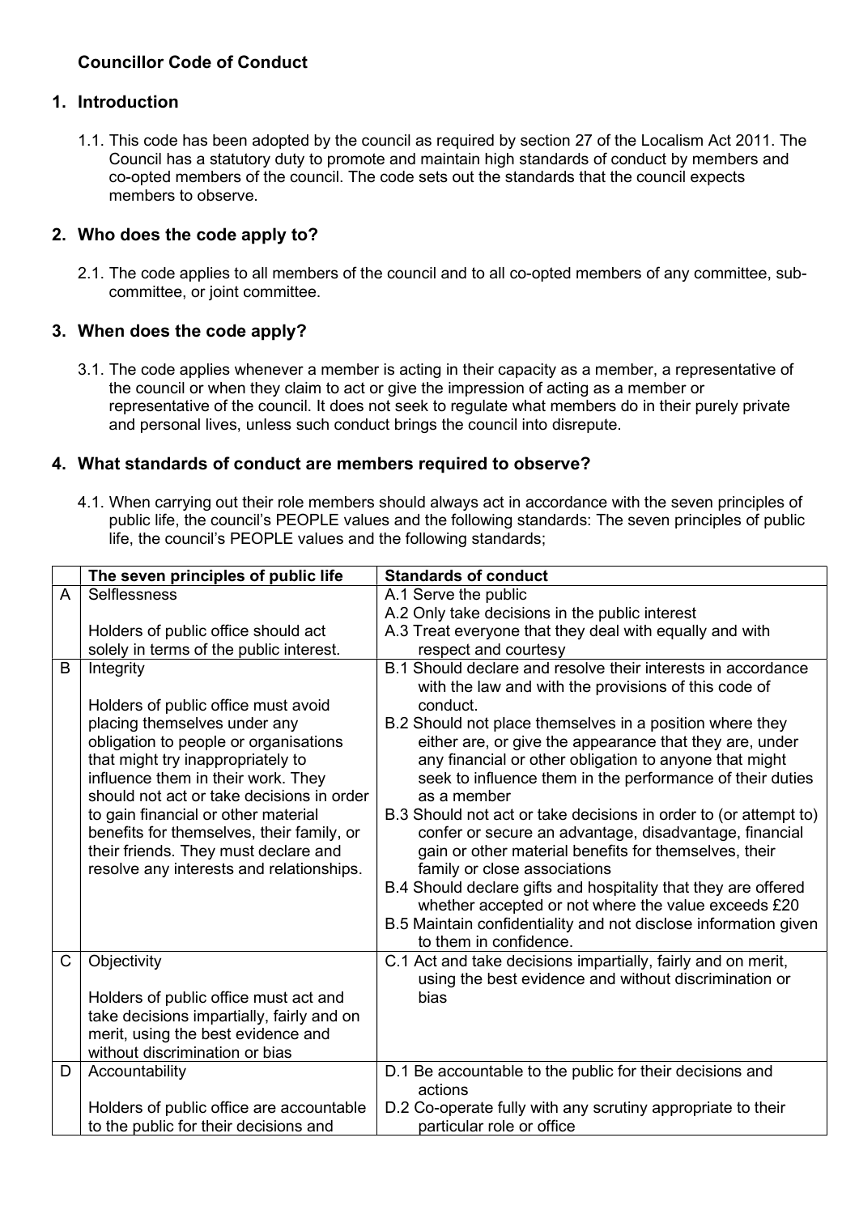## Councillor Code of Conduct

### 1. Introduction

1.1. This code has been adopted by the council as required by section 27 of the Localism Act 2011. The Council has a statutory duty to promote and maintain high standards of conduct by members and co-opted members of the council. The code sets out the standards that the council expects members to observe.

### 2. Who does the code apply to?

2.1. The code applies to all members of the council and to all co-opted members of any committee, sub-committee, or joint committee.

### 3. When does the code apply?

3.1. The code applies whenever a member is acting in their capacity as a member, a representative of the council or when they claim to act or give the impression of acting as a member or representative of the council. It does not seek to regulate what members do in their purely private and personal lives, unless such conduct brings the council into disrepute.

### 4. What standards of conduct are members required to observe?

4.1. When carrying out their role members should always act in accordance with the seven principles of public life, the council's PEOPLE values and the following standards: The seven principles of public life, the council's PEOPLE values and the following standards;

| | The seven principles of public life | Standards of conduct |
|---|---|---|
| A | Selflessness<br><br>Holders of public office should act solely in terms of the public interest. | A.1 Serve the public<br>A.2 Only take decisions in the public interest<br>A.3 Treat everyone that they deal with equally and with respect and courtesy |
| B | Integrity<br><br>Holders of public office must avoid placing themselves under any obligation to people or organisations that might try inappropriately to influence them in their work. They should not act or take decisions in order to gain financial or other material benefits for themselves, their family, or their friends. They must declare and resolve any interests and relationships. | B.1 Should declare and resolve their interests in accordance with the law and with the provisions of this code of conduct.<br>B.2 Should not place themselves in a position where they either are, or give the appearance that they are, under any financial or other obligation to anyone that might seek to influence them in the performance of their duties as a member<br>B.3 Should not act or take decisions in order to (or attempt to) confer or secure an advantage, disadvantage, financial gain or other material benefits for themselves, their family or close associations<br>B.4 Should declare gifts and hospitality that they are offered whether accepted or not where the value exceeds £20<br>B.5 Maintain confidentiality and not disclose information given to them in confidence. |
| C | Objectivity<br><br>Holders of public office must act and take decisions impartially, fairly and on merit, using the best evidence and without discrimination or bias | C.1 Act and take decisions impartially, fairly and on merit, using the best evidence and without discrimination or bias |
| D | Accountability<br><br>Holders of public office are accountable to the public for their decisions and | D.1 Be accountable to the public for their decisions and actions<br>D.2 Co-operate fully with any scrutiny appropriate to their particular role or office |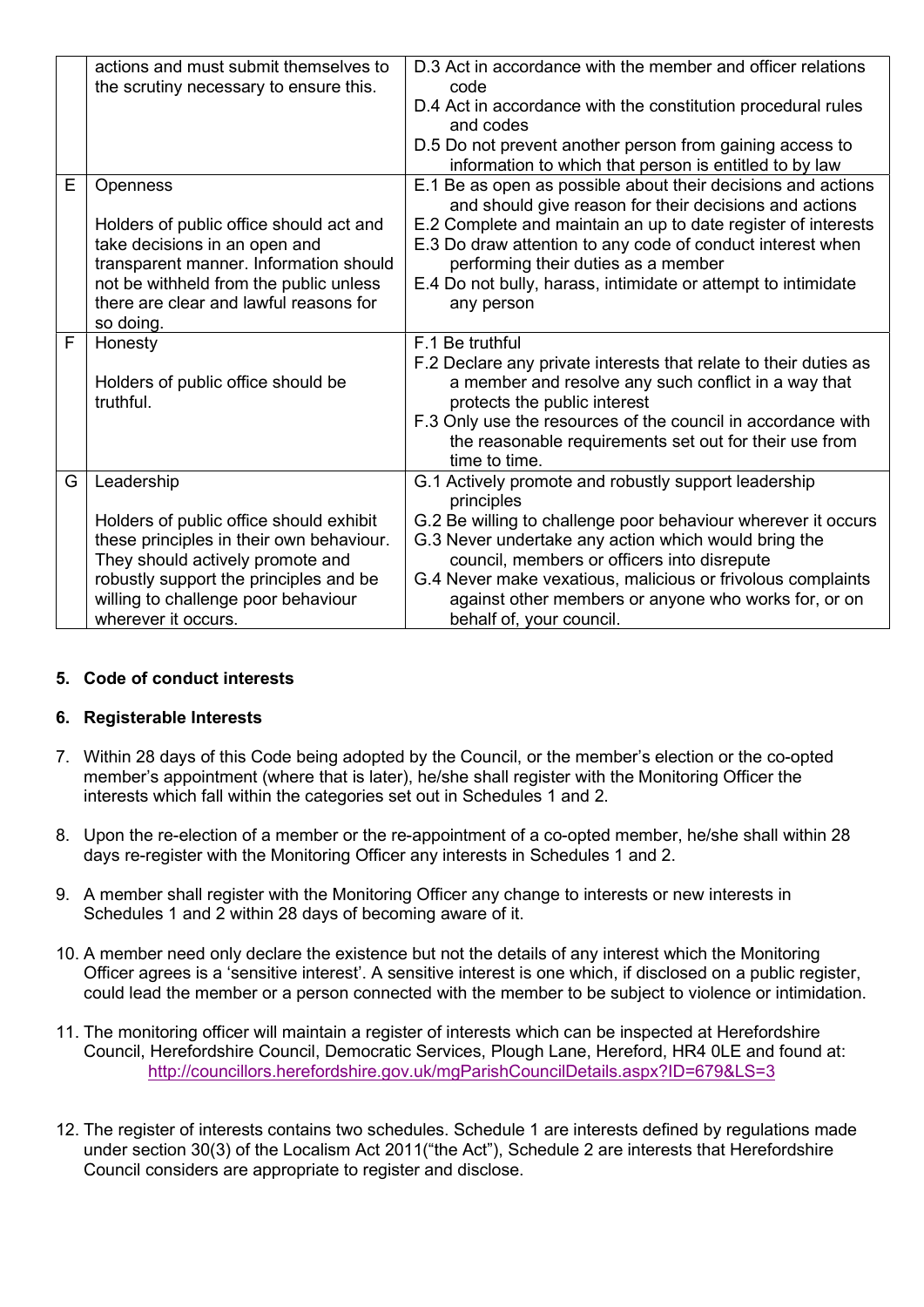|  |  |  |
|---|---|---|
|  | actions and must submit themselves to the scrutiny necessary to ensure this. | D.3 Act in accordance with the member and officer relations code<br>D.4 Act in accordance with the constitution procedural rules and codes<br>D.5 Do not prevent another person from gaining access to information to which that person is entitled to by law |
| E | Openness<br><br>Holders of public office should act and take decisions in an open and transparent manner. Information should not be withheld from the public unless there are clear and lawful reasons for so doing. | E.1 Be as open as possible about their decisions and actions and should give reason for their decisions and actions<br>E.2 Complete and maintain an up to date register of interests<br>E.3 Do draw attention to any code of conduct interest when performing their duties as a member<br>E.4 Do not bully, harass, intimidate or attempt to intimidate any person |
| F | Honesty<br><br>Holders of public office should be truthful. | F.1 Be truthful<br>F.2 Declare any private interests that relate to their duties as a member and resolve any such conflict in a way that protects the public interest<br>F.3 Only use the resources of the council in accordance with the reasonable requirements set out for their use from time to time. |
| G | Leadership<br><br>Holders of public office should exhibit these principles in their own behaviour. They should actively promote and robustly support the principles and be willing to challenge poor behaviour wherever it occurs. | G.1 Actively promote and robustly support leadership principles<br>G.2 Be willing to challenge poor behaviour wherever it occurs<br>G.3 Never undertake any action which would bring the council, members or officers into disrepute<br>G.4 Never make vexatious, malicious or frivolous complaints against other members or anyone who works for, or on behalf of, your council. |

**5. Code of conduct interests**

**6. Registerable Interests**

7. Within 28 days of this Code being adopted by the Council, or the member's election or the co-opted member's appointment (where that is later), he/she shall register with the Monitoring Officer the interests which fall within the categories set out in Schedules 1 and 2.

8. Upon the re-election of a member or the re-appointment of a co-opted member, he/she shall within 28 days re-register with the Monitoring Officer any interests in Schedules 1 and 2.

9. A member shall register with the Monitoring Officer any change to interests or new interests in Schedules 1 and 2 within 28 days of becoming aware of it.

10. A member need only declare the existence but not the details of any interest which the Monitoring Officer agrees is a 'sensitive interest'. A sensitive interest is one which, if disclosed on a public register, could lead the member or a person connected with the member to be subject to violence or intimidation.

11. The monitoring officer will maintain a register of interests which can be inspected at Herefordshire Council, Herefordshire Council, Democratic Services, Plough Lane, Hereford, HR4 0LE and found at: http://councillors.herefordshire.gov.uk/mgParishCouncilDetails.aspx?ID=679&LS=3

12. The register of interests contains two schedules. Schedule 1 are interests defined by regulations made under section 30(3) of the Localism Act 2011("the Act"), Schedule 2 are interests that Herefordshire Council considers are appropriate to register and disclose.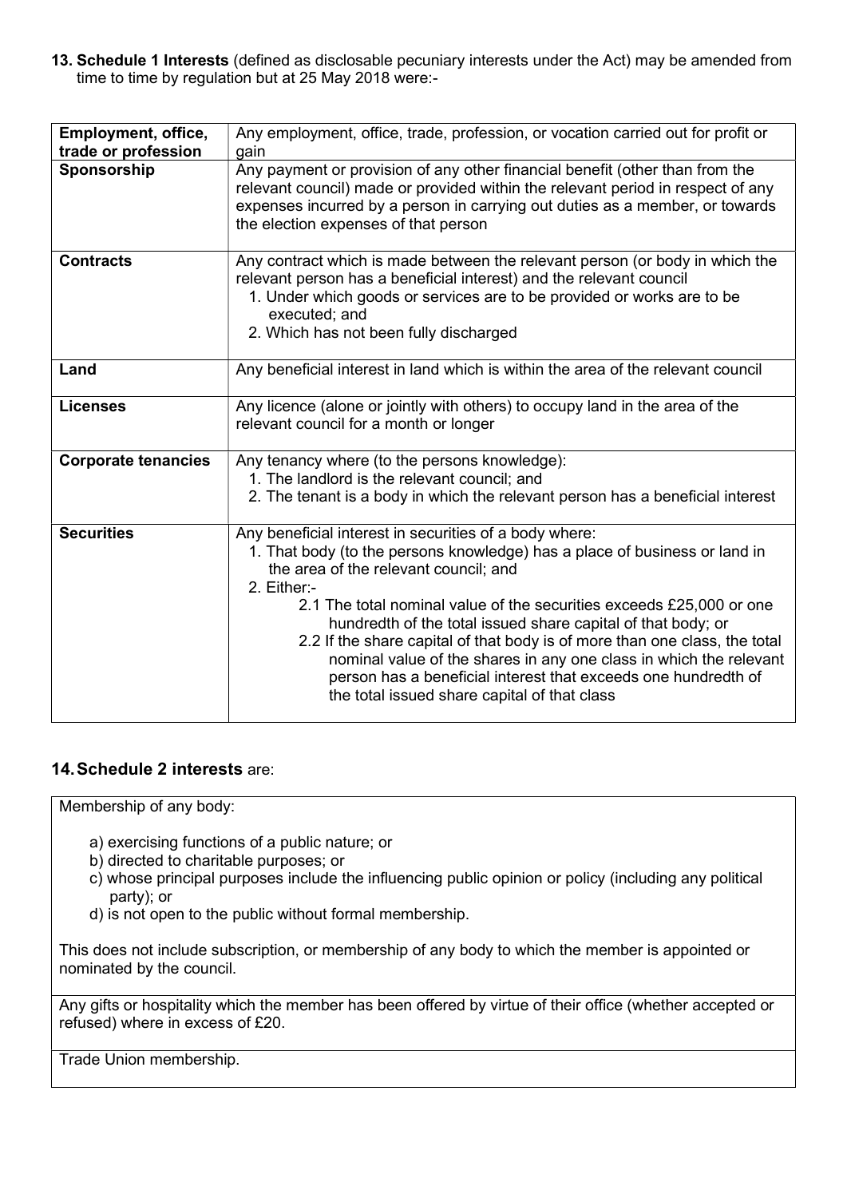**13. Schedule 1 Interests** (defined as disclosable pecuniary interests under the Act) may be amended from time to time by regulation but at 25 May 2018 were:-

| **Employment, office, trade or profession** | Any employment, office, trade, profession, or vocation carried out for profit or gain |
|---|---|
| **Sponsorship** | Any payment or provision of any other financial benefit (other than from the relevant council) made or provided within the relevant period in respect of any expenses incurred by a person in carrying out duties as a member, or towards the election expenses of that person |
| **Contracts** | Any contract which is made between the relevant person (or body in which the relevant person has a beneficial interest) and the relevant council<br>1. Under which goods or services are to be provided or works are to be executed; and<br>2. Which has not been fully discharged |
| **Land** | Any beneficial interest in land which is within the area of the relevant council |
| **Licenses** | Any licence (alone or jointly with others) to occupy land in the area of the relevant council for a month or longer |
| **Corporate tenancies** | Any tenancy where (to the persons knowledge):<br>1. The landlord is the relevant council; and<br>2. The tenant is a body in which the relevant person has a beneficial interest |
| **Securities** | Any beneficial interest in securities of a body where:<br>1. That body (to the persons knowledge) has a place of business or land in the area of the relevant council; and<br>2. Either:-<br>2.1 The total nominal value of the securities exceeds £25,000 or one hundredth of the total issued share capital of that body; or<br>2.2 If the share capital of that body is of more than one class, the total nominal value of the shares in any one class in which the relevant person has a beneficial interest that exceeds one hundredth of the total issued share capital of that class |

## 14. Schedule 2 interests are:

| Membership of any body:<br><br>a) exercising functions of a public nature; or<br>b) directed to charitable purposes; or<br>c) whose principal purposes include the influencing public opinion or policy (including any political party); or<br>d) is not open to the public without formal membership.<br><br>This does not include subscription, or membership of any body to which the member is appointed or nominated by the council. |
|---|
| Any gifts or hospitality which the member has been offered by virtue of their office (whether accepted or refused) where in excess of £20. |
| Trade Union membership. |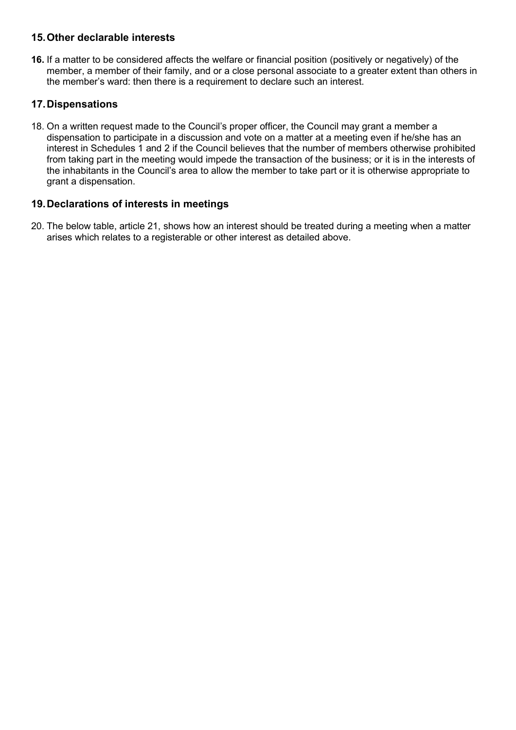## 15. Other declarable interests

**16.** If a matter to be considered affects the welfare or financial position (positively or negatively) of the member, a member of their family, and or a close personal associate to a greater extent than others in the member's ward: then there is a requirement to declare such an interest.

## 17. Dispensations

18. On a written request made to the Council's proper officer, the Council may grant a member a dispensation to participate in a discussion and vote on a matter at a meeting even if he/she has an interest in Schedules 1 and 2 if the Council believes that the number of members otherwise prohibited from taking part in the meeting would impede the transaction of the business; or it is in the interests of the inhabitants in the Council's area to allow the member to take part or it is otherwise appropriate to grant a dispensation.

## 19. Declarations of interests in meetings

20. The below table, article 21, shows how an interest should be treated during a meeting when a matter arises which relates to a registerable or other interest as detailed above.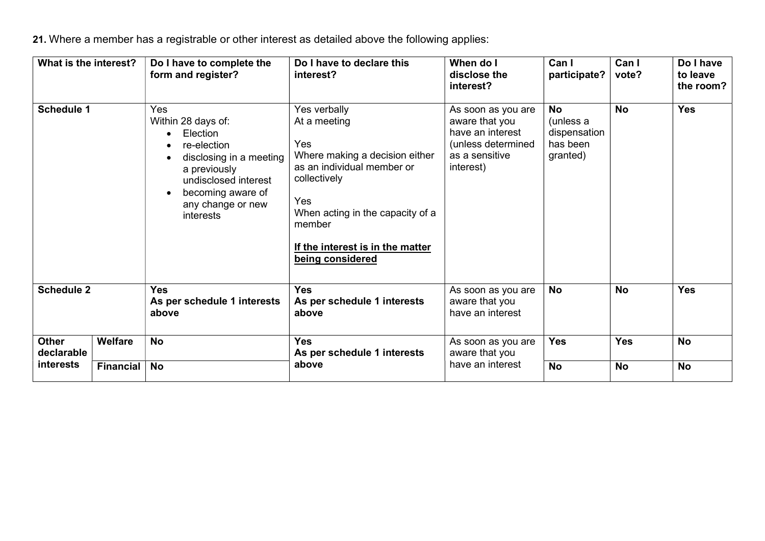**21.** Where a member has a registrable or other interest as detailed above the following applies:

| What is the interest? | | Do I have to complete the form and register? | Do I have to declare this interest? | When do I disclose the interest? | Can I participate? | Can I vote? | Do I have to leave the room? |
|---|---|---|---|---|---|---|---|
| **Schedule 1** | | Yes<br>Within 28 days of:<br>• Election<br>• re-election<br>• disclosing in a meeting a previously undisclosed interest<br>• becoming aware of any change or new interests | Yes verbally<br>At a meeting<br><br>Yes<br>Where making a decision either as an individual member or collectively<br><br>Yes<br>When acting in the capacity of a member<br><br>**If the interest is in the matter being considered** | As soon as you are aware that you have an interest (unless determined as a sensitive interest) | **No** (unless a dispensation has been granted) | **No** | **Yes** |
| **Schedule 2** | | **Yes**<br>**As per schedule 1 interests above** | **Yes**<br>**As per schedule 1 interests above** | As soon as you are aware that you have an interest | **No** | **No** | **Yes** |
| **Other declarable interests** | **Welfare** | **No** | **Yes**<br>**As per schedule 1 interests above** | As soon as you are aware that you have an interest | **Yes** | **Yes** | **No** |
| | **Financial** | **No** | | | **No** | **No** | **No** |